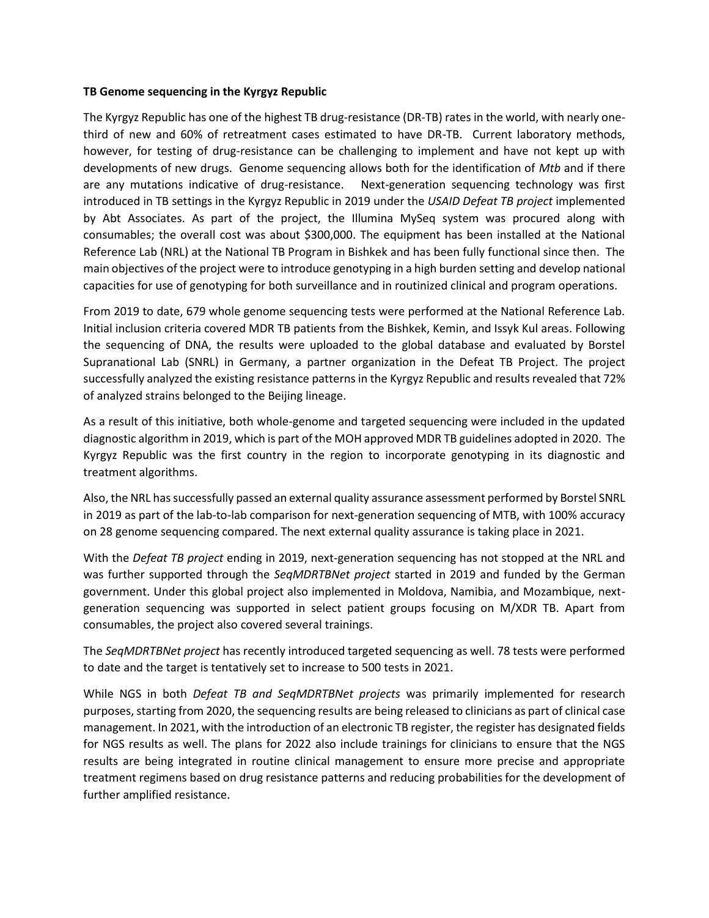**TB Genome sequencing in the Kyrgyz Republic**

The Kyrgyz Republic has one of the highest TB drug-resistance (DR-TB) rates in the world, with nearly one-third of new and 60% of retreatment cases estimated to have DR-TB. Current laboratory methods, however, for testing of drug-resistance can be challenging to implement and have not kept up with developments of new drugs. Genome sequencing allows both for the identification of *Mtb* and if there are any mutations indicative of drug-resistance. Next-generation sequencing technology was first introduced in TB settings in the Kyrgyz Republic in 2019 under the *USAID Defeat TB project* implemented by Abt Associates. As part of the project, the Illumina MySeq system was procured along with consumables; the overall cost was about $300,000. The equipment has been installed at the National Reference Lab (NRL) at the National TB Program in Bishkek and has been fully functional since then. The main objectives of the project were to introduce genotyping in a high burden setting and develop national capacities for use of genotyping for both surveillance and in routinized clinical and program operations.

From 2019 to date, 679 whole genome sequencing tests were performed at the National Reference Lab. Initial inclusion criteria covered MDR TB patients from the Bishkek, Kemin, and Issyk Kul areas. Following the sequencing of DNA, the results were uploaded to the global database and evaluated by Borstel Supranational Lab (SNRL) in Germany, a partner organization in the Defeat TB Project. The project successfully analyzed the existing resistance patterns in the Kyrgyz Republic and results revealed that 72% of analyzed strains belonged to the Beijing lineage.

As a result of this initiative, both whole-genome and targeted sequencing were included in the updated diagnostic algorithm in 2019, which is part of the MOH approved MDR TB guidelines adopted in 2020. The Kyrgyz Republic was the first country in the region to incorporate genotyping in its diagnostic and treatment algorithms.

Also, the NRL has successfully passed an external quality assurance assessment performed by Borstel SNRL in 2019 as part of the lab-to-lab comparison for next-generation sequencing of MTB, with 100% accuracy on 28 genome sequencing compared. The next external quality assurance is taking place in 2021.

With the *Defeat TB project* ending in 2019, next-generation sequencing has not stopped at the NRL and was further supported through the *SeqMDRTBNet project* started in 2019 and funded by the German government. Under this global project also implemented in Moldova, Namibia, and Mozambique, next-generation sequencing was supported in select patient groups focusing on M/XDR TB. Apart from consumables, the project also covered several trainings.

The *SeqMDRTBNet project* has recently introduced targeted sequencing as well. 78 tests were performed to date and the target is tentatively set to increase to 500 tests in 2021.

While NGS in both *Defeat TB and SeqMDRTBNet projects* was primarily implemented for research purposes, starting from 2020, the sequencing results are being released to clinicians as part of clinical case management. In 2021, with the introduction of an electronic TB register, the register has designated fields for NGS results as well. The plans for 2022 also include trainings for clinicians to ensure that the NGS results are being integrated in routine clinical management to ensure more precise and appropriate treatment regimens based on drug resistance patterns and reducing probabilities for the development of further amplified resistance.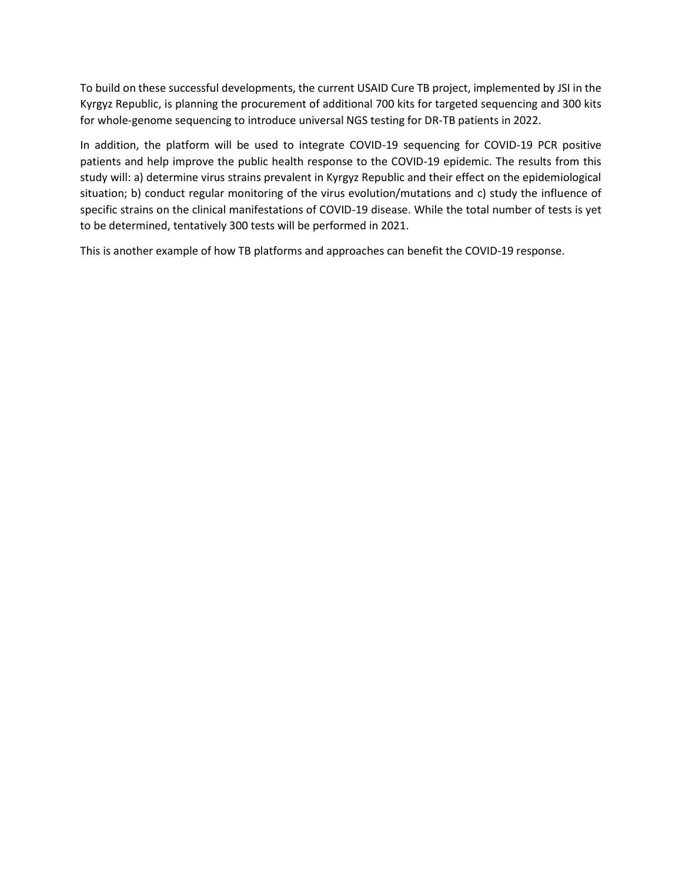To build on these successful developments, the current USAID Cure TB project, implemented by JSI in the Kyrgyz Republic, is planning the procurement of additional 700 kits for targeted sequencing and 300 kits for whole-genome sequencing to introduce universal NGS testing for DR-TB patients in 2022.

In addition, the platform will be used to integrate COVID-19 sequencing for COVID-19 PCR positive patients and help improve the public health response to the COVID-19 epidemic. The results from this study will: a) determine virus strains prevalent in Kyrgyz Republic and their effect on the epidemiological situation; b) conduct regular monitoring of the virus evolution/mutations and c) study the influence of specific strains on the clinical manifestations of COVID-19 disease. While the total number of tests is yet to be determined, tentatively 300 tests will be performed in 2021.

This is another example of how TB platforms and approaches can benefit the COVID-19 response.